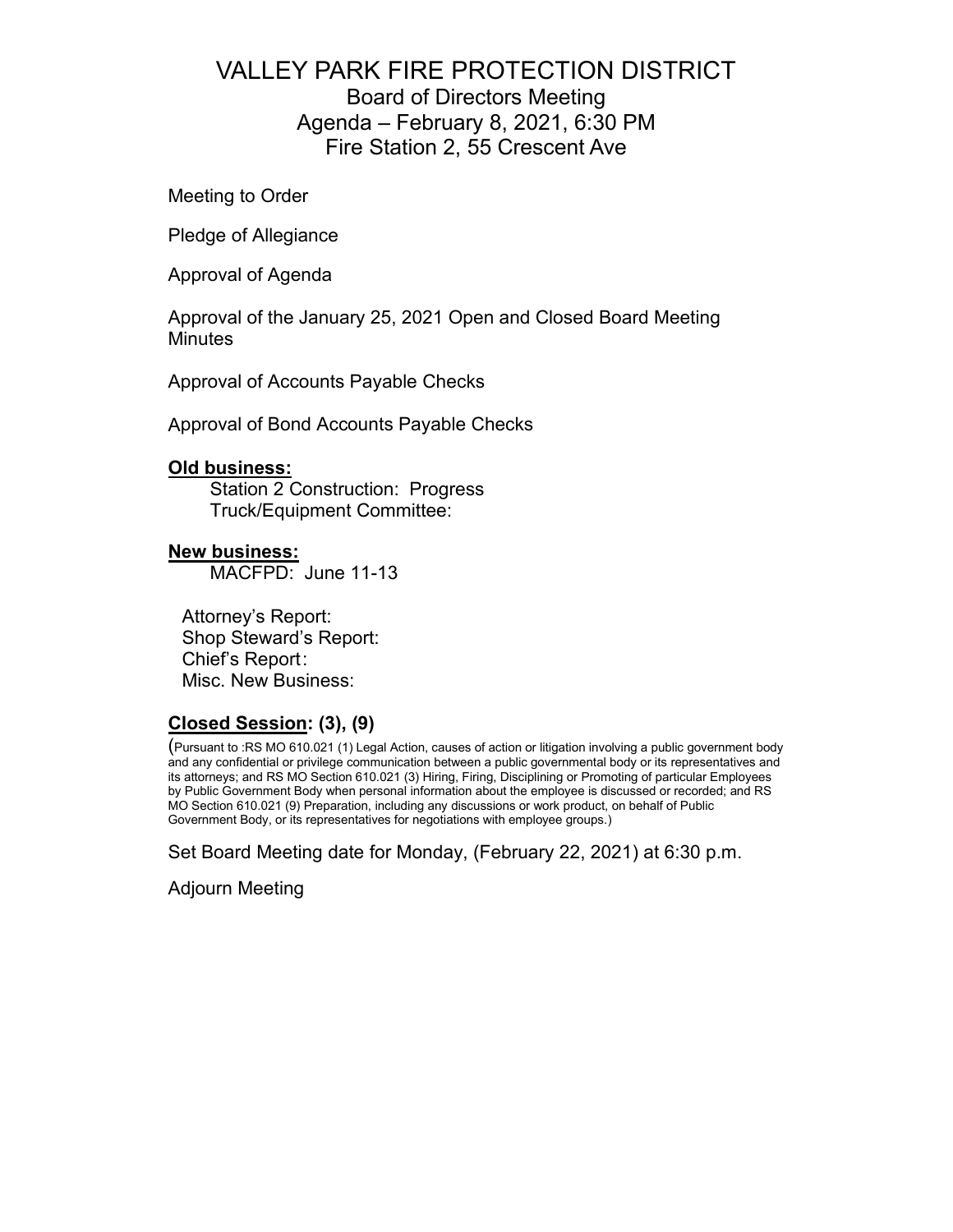# VALLEY PARK FIRE PROTECTION DISTRICT

## Board of Directors Meeting

## Agenda – February 8, 2021, 6:30 PM

## Fire Station 2, 55 Crescent Ave

Meeting to Order

Pledge of Allegiance

Approval of Agenda

Approval of the January 25, 2021 Open and Closed Board Meeting Minutes

Approval of Accounts Payable Checks

Approval of Bond Accounts Payable Checks

**Old business:**

Station 2 Construction: Progress
Truck/Equipment Committee:

**New business:**

MACFPD: June 11-13

Attorney's Report:
Shop Steward's Report:
Chief's Report:
Misc. New Business:

**Closed Session: (3), (9)**

(Pursuant to :RS MO 610.021 (1) Legal Action, causes of action or litigation involving a public government body and any confidential or privilege communication between a public governmental body or its representatives and its attorneys; and RS MO Section 610.021 (3) Hiring, Firing, Disciplining or Promoting of particular Employees by Public Government Body when personal information about the employee is discussed or recorded; and RS MO Section 610.021 (9) Preparation, including any discussions or work product, on behalf of Public Government Body, or its representatives for negotiations with employee groups.)

Set Board Meeting date for Monday, (February 22, 2021) at 6:30 p.m.

Adjourn Meeting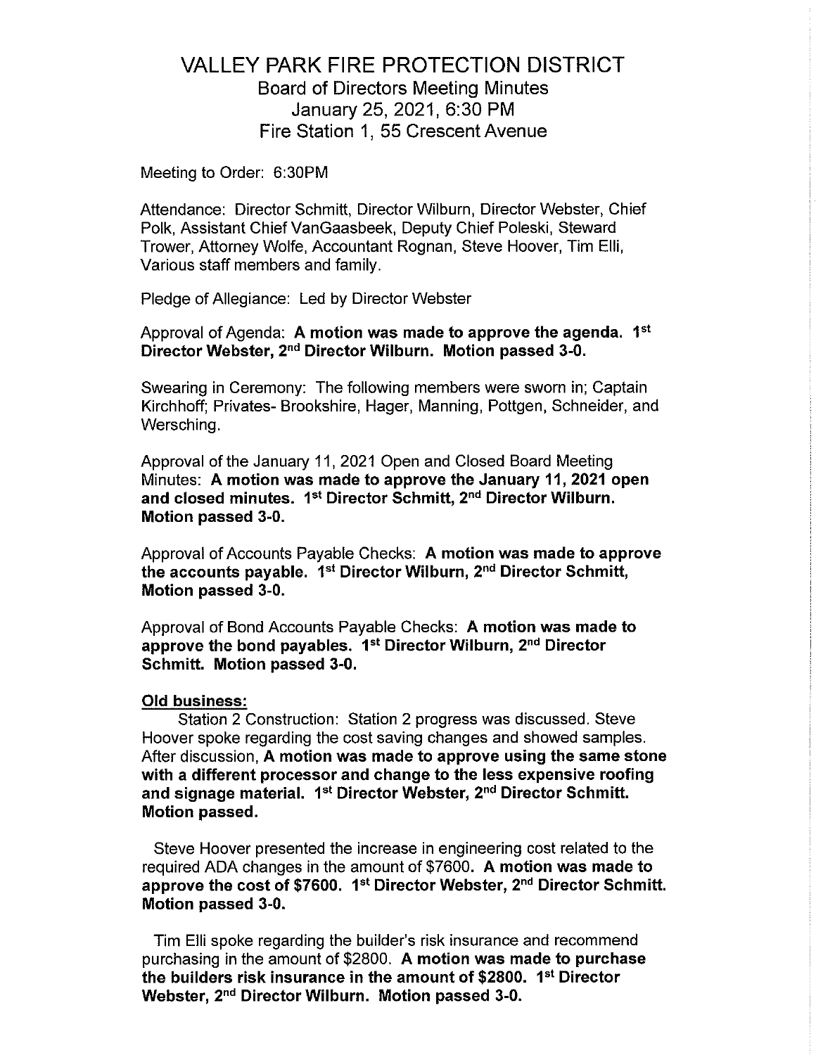# VALLEY PARK FIRE PROTECTION DISTRICT

## Board of Directors Meeting Minutes
## January 25, 2021, 6:30 PM
## Fire Station 1, 55 Crescent Avenue

Meeting to Order: 6:30PM

Attendance: Director Schmitt, Director Wilburn, Director Webster, Chief Polk, Assistant Chief VanGaasbeek, Deputy Chief Poleski, Steward Trower, Attorney Wolfe, Accountant Rognan, Steve Hoover, Tim Elli, Various staff members and family.

Pledge of Allegiance: Led by Director Webster

Approval of Agenda: **A motion was made to approve the agenda. 1st Director Webster, 2nd Director Wilburn. Motion passed 3-0.**

Swearing in Ceremony: The following members were sworn in; Captain Kirchhoff; Privates- Brookshire, Hager, Manning, Pottgen, Schneider, and Wersching.

Approval of the January 11, 2021 Open and Closed Board Meeting Minutes: **A motion was made to approve the January 11, 2021 open and closed minutes. 1st Director Schmitt, 2nd Director Wilburn. Motion passed 3-0.**

Approval of Accounts Payable Checks: **A motion was made to approve the accounts payable. 1st Director Wilburn, 2nd Director Schmitt, Motion passed 3-0.**

Approval of Bond Accounts Payable Checks: **A motion was made to approve the bond payables. 1st Director Wilburn, 2nd Director Schmitt. Motion passed 3-0.**

**Old business:**

Station 2 Construction: Station 2 progress was discussed. Steve Hoover spoke regarding the cost saving changes and showed samples. After discussion, **A motion was made to approve using the same stone with a different processor and change to the less expensive roofing and signage material. 1st Director Webster, 2nd Director Schmitt. Motion passed.**

Steve Hoover presented the increase in engineering cost related to the required ADA changes in the amount of $7600. **A motion was made to approve the cost of $7600. 1st Director Webster, 2nd Director Schmitt. Motion passed 3-0.**

Tim Elli spoke regarding the builder's risk insurance and recommend purchasing in the amount of $2800. **A motion was made to purchase the builders risk insurance in the amount of $2800. 1st Director Webster, 2nd Director Wilburn. Motion passed 3-0.**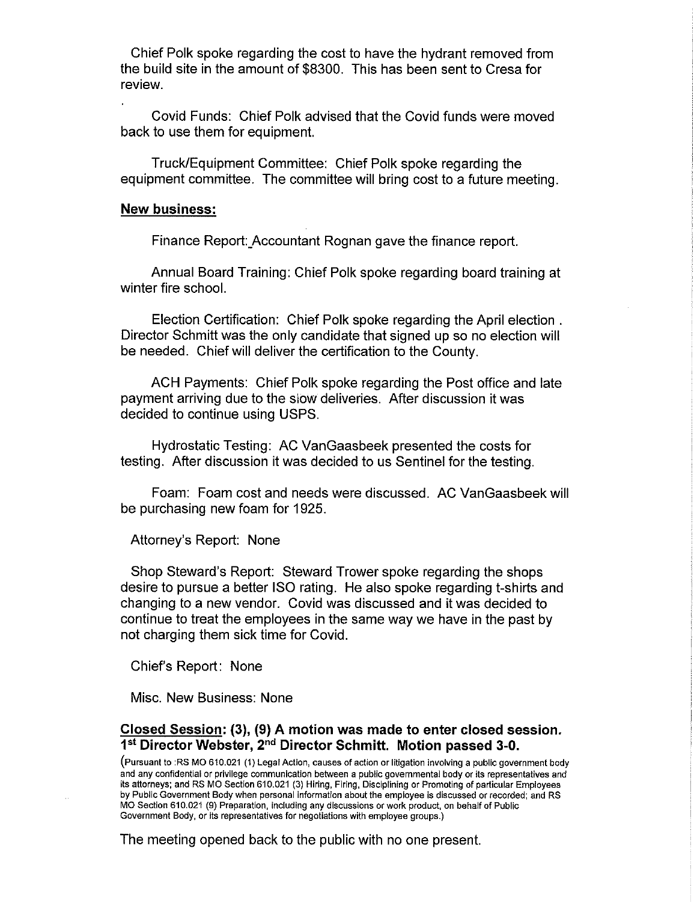Chief Polk spoke regarding the cost to have the hydrant removed from the build site in the amount of $8300. This has been sent to Cresa for review.

.

Covid Funds: Chief Polk advised that the Covid funds were moved back to use them for equipment.

Truck/Equipment Committee: Chief Polk spoke regarding the equipment committee. The committee will bring cost to a future meeting.

**New business:**

Finance Report: Accountant Rognan gave the finance report.

Annual Board Training: Chief Polk spoke regarding board training at winter fire school.

Election Certification: Chief Polk spoke regarding the April election . Director Schmitt was the only candidate that signed up so no election will be needed. Chief will deliver the certification to the County.

ACH Payments: Chief Polk spoke regarding the Post office and late payment arriving due to the slow deliveries. After discussion it was decided to continue using USPS.

Hydrostatic Testing: AC VanGaasbeek presented the costs for testing. After discussion it was decided to us Sentinel for the testing.

Foam: Foam cost and needs were discussed. AC VanGaasbeek will be purchasing new foam for 1925.

Attorney's Report: None

Shop Steward's Report: Steward Trower spoke regarding the shops desire to pursue a better ISO rating. He also spoke regarding t-shirts and changing to a new vendor. Covid was discussed and it was decided to continue to treat the employees in the same way we have in the past by not charging them sick time for Covid.

Chief's Report: None

Misc. New Business: None

**Closed Session: (3), (9) A motion was made to enter closed session. 1st Director Webster, 2nd Director Schmitt. Motion passed 3-0.**

(Pursuant to :RS MO 610.021 (1) Legal Action, causes of action or litigation involving a public government body and any confidential or privilege communication between a public governmental body or its representatives and its attorneys; and RS MO Section 610.021 (3) Hiring, Firing, Disciplining or Promoting of particular Employees by Public Government Body when personal information about the employee is discussed or recorded; and RS MO Section 610.021 (9) Preparation, including any discussions or work product, on behalf of Public Government Body, or its representatives for negotiations with employee groups.)

The meeting opened back to the public with no one present.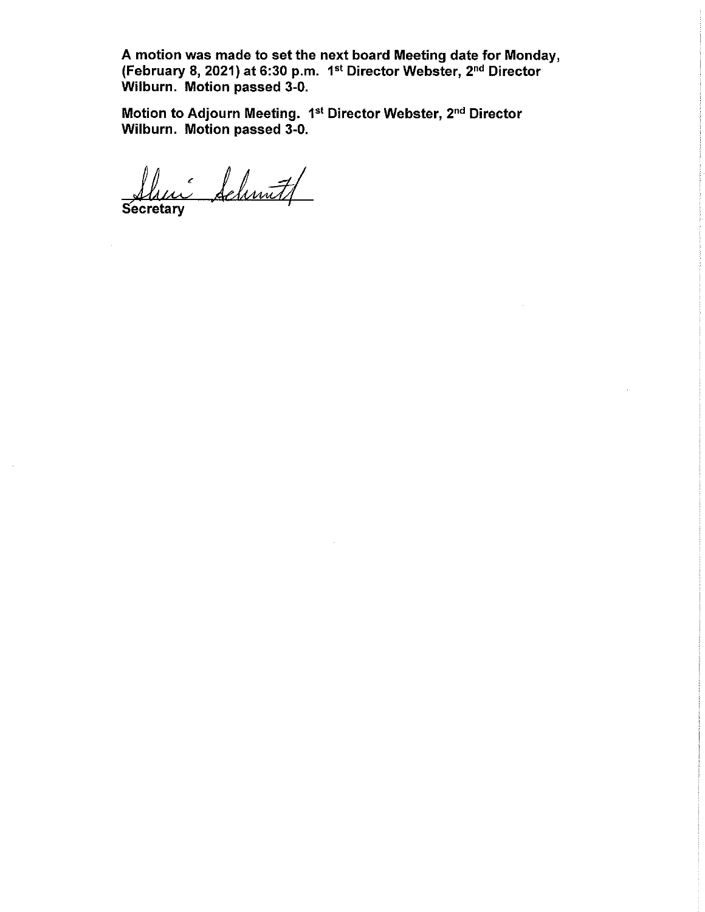**A motion was made to set the next board Meeting date for Monday, (February 8, 2021) at 6:30 p.m. 1st Director Webster, 2nd Director Wilburn. Motion passed 3-0.**

**Motion to Adjourn Meeting. 1st Director Webster, 2nd Director Wilburn. Motion passed 3-0.**

Sheri Schmitt

**Secretary**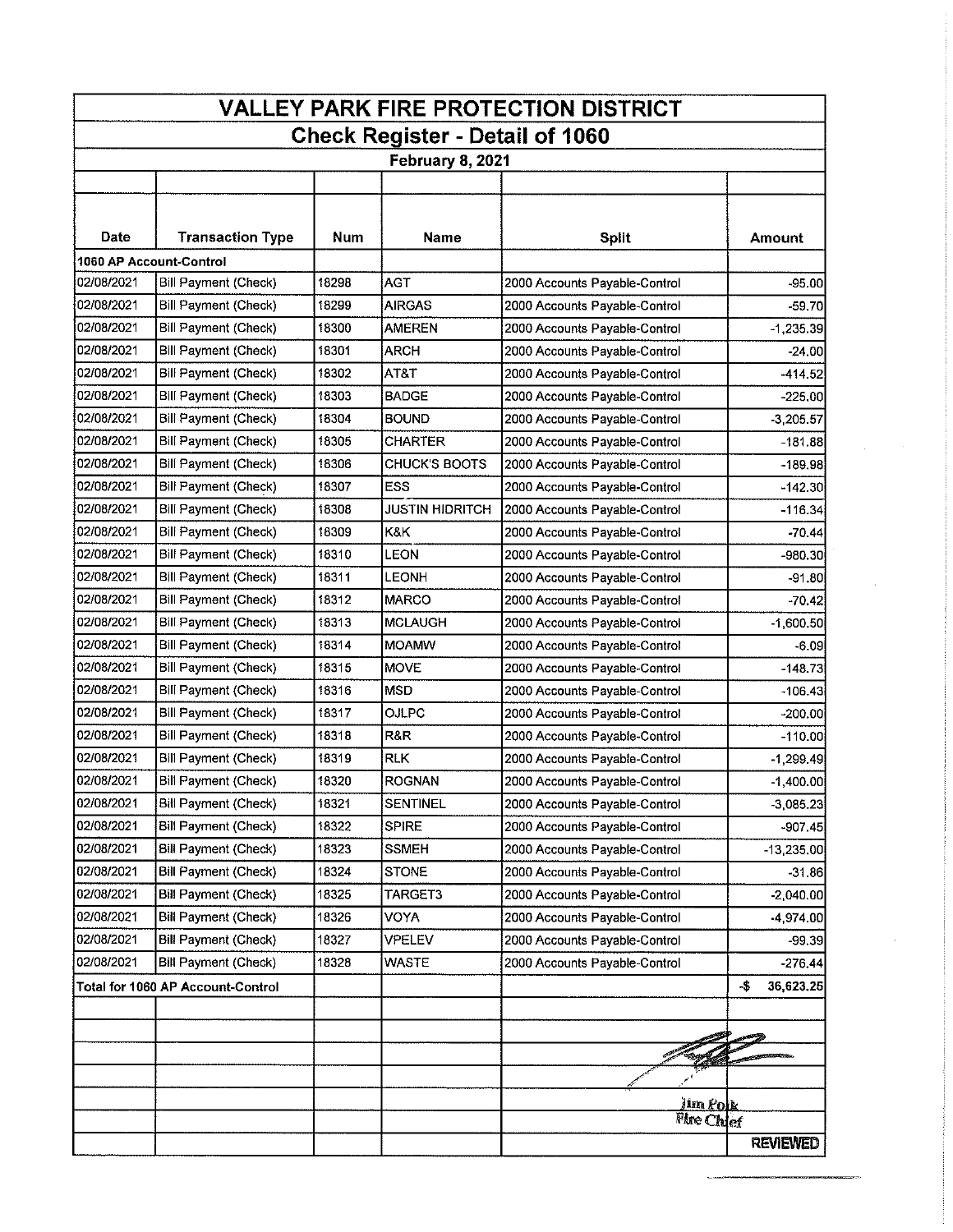# VALLEY PARK FIRE PROTECTION DISTRICT

## Check Register - Detail of 1060

### February 8, 2021

| Date | Transaction Type | Num | Name | Split | Amount |
|---|---|---|---|---|---|
| **1060 AP Account-Control** | | | | | |
| 02/08/2021 | Bill Payment (Check) | 18298 | AGT | 2000 Accounts Payable-Control | -95.00 |
| 02/08/2021 | Bill Payment (Check) | 18299 | AIRGAS | 2000 Accounts Payable-Control | -59.70 |
| 02/08/2021 | Bill Payment (Check) | 18300 | AMEREN | 2000 Accounts Payable-Control | -1,235.39 |
| 02/08/2021 | Bill Payment (Check) | 18301 | ARCH | 2000 Accounts Payable-Control | -24.00 |
| 02/08/2021 | Bill Payment (Check) | 18302 | AT&T | 2000 Accounts Payable-Control | -414.52 |
| 02/08/2021 | Bill Payment (Check) | 18303 | BADGE | 2000 Accounts Payable-Control | -225.00 |
| 02/08/2021 | Bill Payment (Check) | 18304 | BOUND | 2000 Accounts Payable-Control | -3,205.57 |
| 02/08/2021 | Bill Payment (Check) | 18305 | CHARTER | 2000 Accounts Payable-Control | -181.88 |
| 02/08/2021 | Bill Payment (Check) | 18306 | CHUCK'S BOOTS | 2000 Accounts Payable-Control | -189.98 |
| 02/08/2021 | Bill Payment (Check) | 18307 | ESS | 2000 Accounts Payable-Control | -142.30 |
| 02/08/2021 | Bill Payment (Check) | 18308 | JUSTIN HIDRITCH | 2000 Accounts Payable-Control | -116.34 |
| 02/08/2021 | Bill Payment (Check) | 18309 | K&K | 2000 Accounts Payable-Control | -70.44 |
| 02/08/2021 | Bill Payment (Check) | 18310 | LEON | 2000 Accounts Payable-Control | -980.30 |
| 02/08/2021 | Bill Payment (Check) | 18311 | LEONH | 2000 Accounts Payable-Control | -91.80 |
| 02/08/2021 | Bill Payment (Check) | 18312 | MARCO | 2000 Accounts Payable-Control | -70.42 |
| 02/08/2021 | Bill Payment (Check) | 18313 | MCLAUGH | 2000 Accounts Payable-Control | -1,600.50 |
| 02/08/2021 | Bill Payment (Check) | 18314 | MOAMW | 2000 Accounts Payable-Control | -6.09 |
| 02/08/2021 | Bill Payment (Check) | 18315 | MOVE | 2000 Accounts Payable-Control | -148.73 |
| 02/08/2021 | Bill Payment (Check) | 18316 | MSD | 2000 Accounts Payable-Control | -106.43 |
| 02/08/2021 | Bill Payment (Check) | 18317 | OJLPC | 2000 Accounts Payable-Control | -200.00 |
| 02/08/2021 | Bill Payment (Check) | 18318 | R&R | 2000 Accounts Payable-Control | -110.00 |
| 02/08/2021 | Bill Payment (Check) | 18319 | RLK | 2000 Accounts Payable-Control | -1,299.49 |
| 02/08/2021 | Bill Payment (Check) | 18320 | ROGNAN | 2000 Accounts Payable-Control | -1,400.00 |
| 02/08/2021 | Bill Payment (Check) | 18321 | SENTINEL | 2000 Accounts Payable-Control | -3,085.23 |
| 02/08/2021 | Bill Payment (Check) | 18322 | SPIRE | 2000 Accounts Payable-Control | -907.45 |
| 02/08/2021 | Bill Payment (Check) | 18323 | SSMEH | 2000 Accounts Payable-Control | -13,235.00 |
| 02/08/2021 | Bill Payment (Check) | 18324 | STONE | 2000 Accounts Payable-Control | -31.86 |
| 02/08/2021 | Bill Payment (Check) | 18325 | TARGET3 | 2000 Accounts Payable-Control | -2,040.00 |
| 02/08/2021 | Bill Payment (Check) | 18326 | VOYA | 2000 Accounts Payable-Control | -4,974.00 |
| 02/08/2021 | Bill Payment (Check) | 18327 | VPELEV | 2000 Accounts Payable-Control | -99.39 |
| 02/08/2021 | Bill Payment (Check) | 18328 | WASTE | 2000 Accounts Payable-Control | -276.44 |
| **Total for 1060 AP Account-Control** | | | | | **-$ 36,623.25** |

Jim Polk
Fire Chief

**REVIEWED**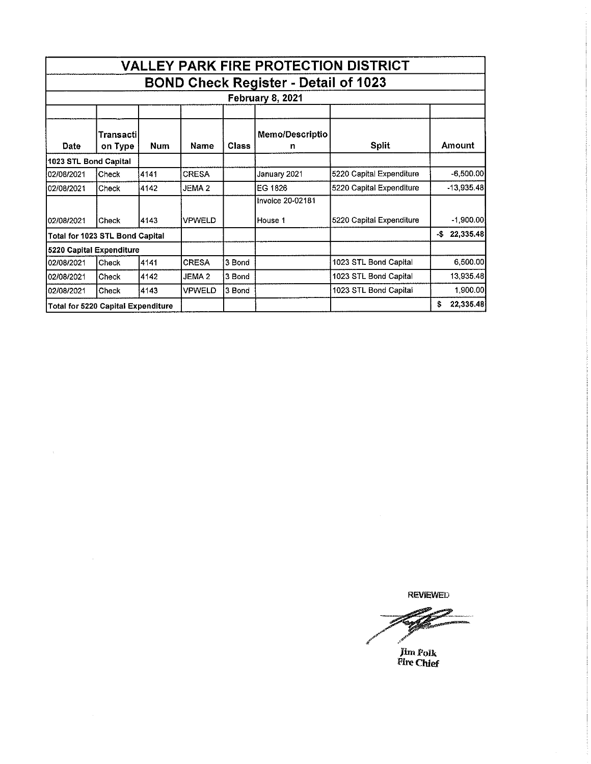# VALLEY PARK FIRE PROTECTION DISTRICT

## BOND Check Register - Detail of 1023

### February 8, 2021

| Date | Transaction Type | Num | Name | Class | Memo/Description | Split | Amount |
|---|---|---|---|---|---|---|---|
| **1023 STL Bond Capital** | | | | | | | |
| 02/08/2021 | Check | 4141 | CRESA | | January 2021 | 5220 Capital Expenditure | -6,500.00 |
| 02/08/2021 | Check | 4142 | JEMA 2 | | EG 1826 | 5220 Capital Expenditure | -13,935.48 |
| 02/08/2021 | Check | 4143 | VPWELD | | Invoice 20-02181 House 1 | 5220 Capital Expenditure | -1,900.00 |
| **Total for 1023 STL Bond Capital** | | | | | | | -$ 22,335.48 |
| **5220 Capital Expenditure** | | | | | | | |
| 02/08/2021 | Check | 4141 | CRESA | 3 Bond | | 1023 STL Bond Capital | 6,500.00 |
| 02/08/2021 | Check | 4142 | JEMA 2 | 3 Bond | | 1023 STL Bond Capital | 13,935.48 |
| 02/08/2021 | Check | 4143 | VPWELD | 3 Bond | | 1023 STL Bond Capital | 1,900.00 |
| **Total for 5220 Capital Expenditure** | | | | | | | $ 22,335.48 |

REVIEWED

Jim Polk
Fire Chief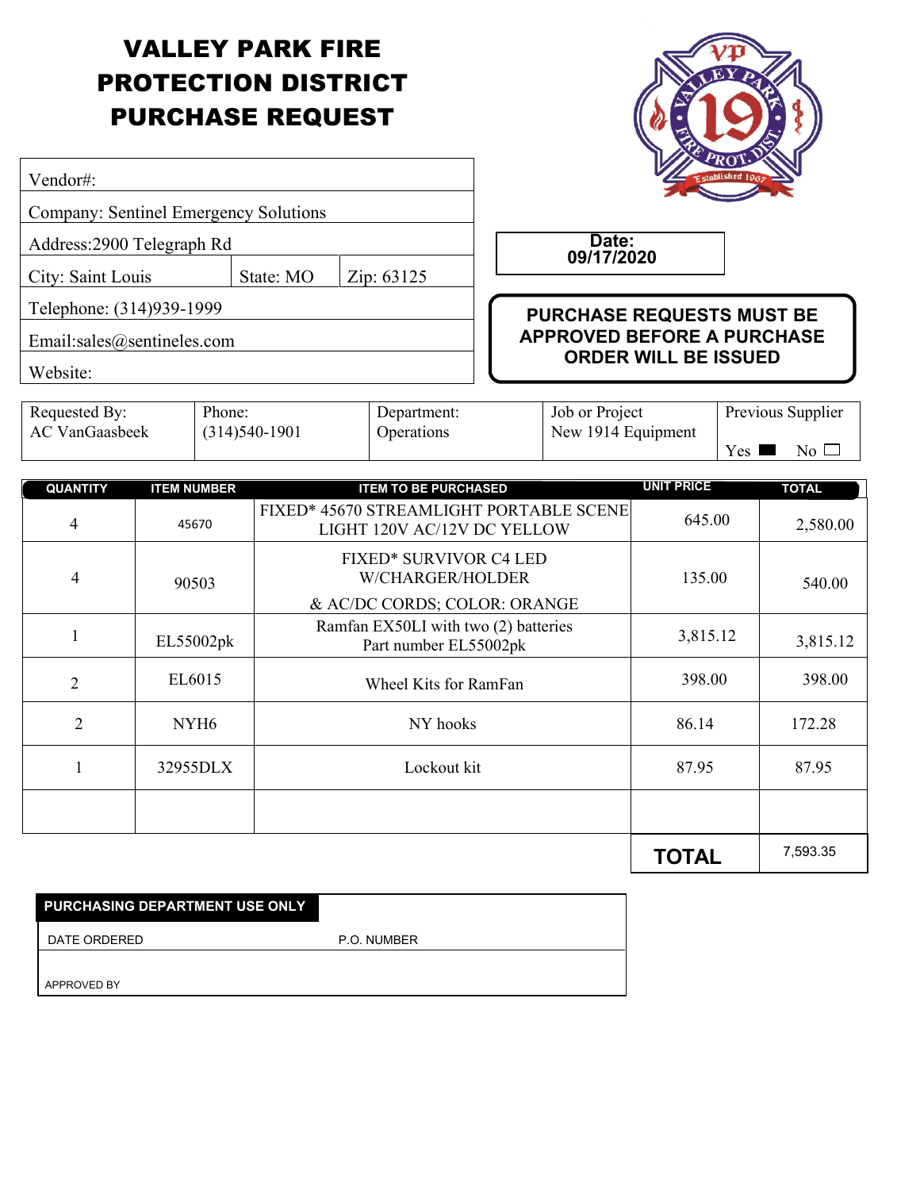# VALLEY PARK FIRE PROTECTION DISTRICT PURCHASE REQUEST

| |
|---|
| Vendor#: |
| Company: Sentinel Emergency Solutions |
| Address:2900 Telegraph Rd |
| City: Saint Louis — State: MO — Zip: 63125 |
| Telephone: (314)939-1999 |
| Email:sales@sentineles.com |
| Website: |

**Date:**
**09/17/2020**

**PURCHASE REQUESTS MUST BE APPROVED BEFORE A PURCHASE ORDER WILL BE ISSUED**

| Requested By: | Phone: | Department: | Job or Project | Previous Supplier |
|---|---|---|---|---|
| AC VanGaasbeek | (314)540-1901 | Operations | New 1914 Equipment | Yes ■ No ☐ |

| QUANTITY | ITEM NUMBER | ITEM TO BE PURCHASED | UNIT PRICE | TOTAL |
|---|---|---|---|---|
| 4 | 45670 | FIXED* 45670 STREAMLIGHT PORTABLE SCENE LIGHT 120V AC/12V DC YELLOW | 645.00 | 2,580.00 |
| 4 | 90503 | FIXED* SURVIVOR C4 LED W/CHARGER/HOLDER & AC/DC CORDS; COLOR: ORANGE | 135.00 | 540.00 |
| 1 | EL55002pk | Ramfan EX50LI with two (2) batteries Part number EL55002pk | 3,815.12 | 3,815.12 |
| 2 | EL6015 | Wheel Kits for RamFan | 398.00 | 398.00 |
| 2 | NYH6 | NY hooks | 86.14 | 172.28 |
| 1 | 32955DLX | Lockout kit | 87.95 | 87.95 |
| | | | | |
| | | | **TOTAL** | 7,593.35 |

**PURCHASING DEPARTMENT USE ONLY**

DATE ORDERED — P.O. NUMBER

APPROVED BY